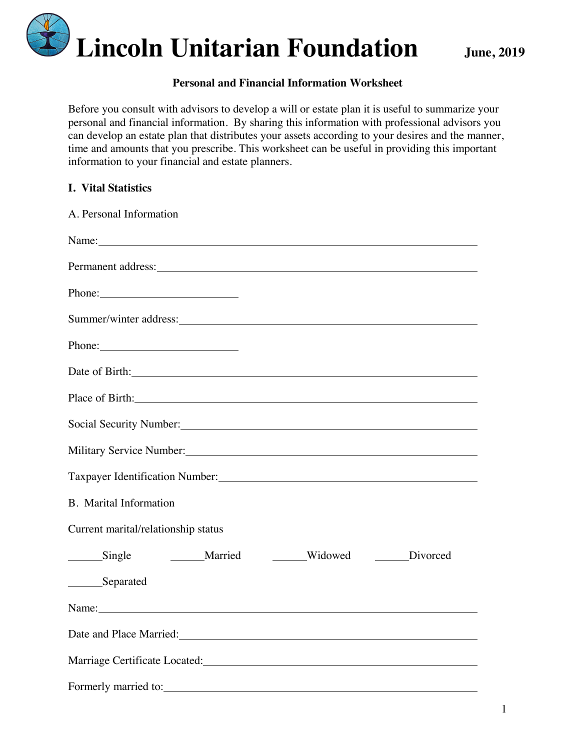# Lincoln Unitarian Foundation

**June, 2019**

**Personal and Financial Information Worksheet**

Before you consult with advisors to develop a will or estate plan it is useful to summarize your personal and financial information. By sharing this information with professional advisors you can develop an estate plan that distributes your assets according to your desires and the manner, time and amounts that you prescribe. This worksheet can be useful in providing this important information to your financial and estate planners.

## I. Vital Statistics

A. Personal Information

Name:______________________________________________________________

Permanent address:__________________________________________________

Phone:________________________

Summer/winter address:______________________________________________

Phone:________________________

Date of Birth:_______________________________________________________

Place of Birth:______________________________________________________

Social Security Number:______________________________________________

Military Service Number:_____________________________________________

Taxpayer Identification Number:_______________________________________

B. Marital Information

Current marital/relationship status

______Single ______Married ______Widowed ______Divorced

______Separated

Name:______________________________________________________________

Date and Place Married:_______________________________________________

Marriage Certificate Located:__________________________________________

Formerly married to:__________________________________________________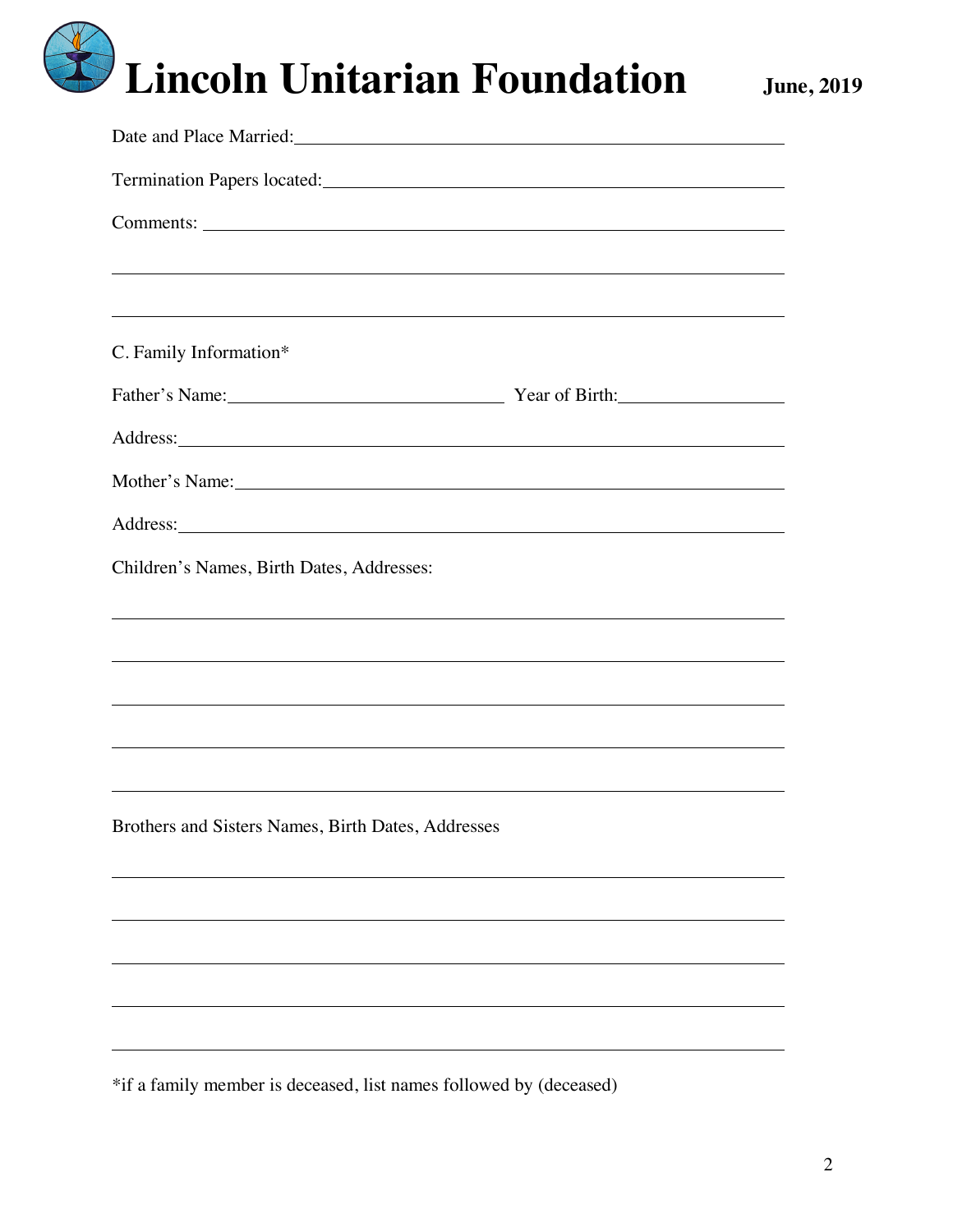Date and Place Married: ______________________________________________

Termination Papers located: ___________________________________________

Comments: ________________________________________________________

__________________________________________________________________

__________________________________________________________________

C. Family Information*

Father's Name: ____________________________ Year of Birth: _______________

Address: __________________________________________________________

Mother's Name: _____________________________________________________

Address: __________________________________________________________

Children's Names, Birth Dates, Addresses:

__________________________________________________________________

__________________________________________________________________

__________________________________________________________________

__________________________________________________________________

__________________________________________________________________

Brothers and Sisters Names, Birth Dates, Addresses

__________________________________________________________________

__________________________________________________________________

__________________________________________________________________

__________________________________________________________________

__________________________________________________________________

*if a family member is deceased, list names followed by (deceased)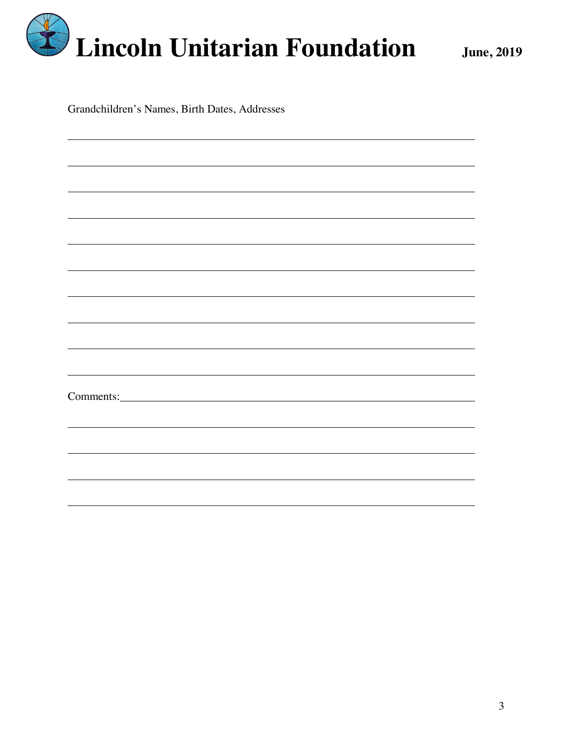Grandchildren's Names, Birth Dates, Addresses

\_\_\_\_\_\_\_\_\_\_\_\_\_\_\_\_\_\_\_\_\_\_\_\_\_\_\_\_\_\_\_\_\_\_\_\_\_\_\_\_\_\_\_\_\_\_\_\_\_\_\_\_\_\_\_\_\_\_\_\_

\_\_\_\_\_\_\_\_\_\_\_\_\_\_\_\_\_\_\_\_\_\_\_\_\_\_\_\_\_\_\_\_\_\_\_\_\_\_\_\_\_\_\_\_\_\_\_\_\_\_\_\_\_\_\_\_\_\_\_\_

\_\_\_\_\_\_\_\_\_\_\_\_\_\_\_\_\_\_\_\_\_\_\_\_\_\_\_\_\_\_\_\_\_\_\_\_\_\_\_\_\_\_\_\_\_\_\_\_\_\_\_\_\_\_\_\_\_\_\_\_

\_\_\_\_\_\_\_\_\_\_\_\_\_\_\_\_\_\_\_\_\_\_\_\_\_\_\_\_\_\_\_\_\_\_\_\_\_\_\_\_\_\_\_\_\_\_\_\_\_\_\_\_\_\_\_\_\_\_\_\_

\_\_\_\_\_\_\_\_\_\_\_\_\_\_\_\_\_\_\_\_\_\_\_\_\_\_\_\_\_\_\_\_\_\_\_\_\_\_\_\_\_\_\_\_\_\_\_\_\_\_\_\_\_\_\_\_\_\_\_\_

\_\_\_\_\_\_\_\_\_\_\_\_\_\_\_\_\_\_\_\_\_\_\_\_\_\_\_\_\_\_\_\_\_\_\_\_\_\_\_\_\_\_\_\_\_\_\_\_\_\_\_\_\_\_\_\_\_\_\_\_

\_\_\_\_\_\_\_\_\_\_\_\_\_\_\_\_\_\_\_\_\_\_\_\_\_\_\_\_\_\_\_\_\_\_\_\_\_\_\_\_\_\_\_\_\_\_\_\_\_\_\_\_\_\_\_\_\_\_\_\_

\_\_\_\_\_\_\_\_\_\_\_\_\_\_\_\_\_\_\_\_\_\_\_\_\_\_\_\_\_\_\_\_\_\_\_\_\_\_\_\_\_\_\_\_\_\_\_\_\_\_\_\_\_\_\_\_\_\_\_\_

\_\_\_\_\_\_\_\_\_\_\_\_\_\_\_\_\_\_\_\_\_\_\_\_\_\_\_\_\_\_\_\_\_\_\_\_\_\_\_\_\_\_\_\_\_\_\_\_\_\_\_\_\_\_\_\_\_\_\_\_

\_\_\_\_\_\_\_\_\_\_\_\_\_\_\_\_\_\_\_\_\_\_\_\_\_\_\_\_\_\_\_\_\_\_\_\_\_\_\_\_\_\_\_\_\_\_\_\_\_\_\_\_\_\_\_\_\_\_\_\_

Comments:\_\_\_\_\_\_\_\_\_\_\_\_\_\_\_\_\_\_\_\_\_\_\_\_\_\_\_\_\_\_\_\_\_\_\_\_\_\_\_\_\_\_\_\_\_\_\_\_\_\_\_\_

\_\_\_\_\_\_\_\_\_\_\_\_\_\_\_\_\_\_\_\_\_\_\_\_\_\_\_\_\_\_\_\_\_\_\_\_\_\_\_\_\_\_\_\_\_\_\_\_\_\_\_\_\_\_\_\_\_\_\_\_

\_\_\_\_\_\_\_\_\_\_\_\_\_\_\_\_\_\_\_\_\_\_\_\_\_\_\_\_\_\_\_\_\_\_\_\_\_\_\_\_\_\_\_\_\_\_\_\_\_\_\_\_\_\_\_\_\_\_\_\_

\_\_\_\_\_\_\_\_\_\_\_\_\_\_\_\_\_\_\_\_\_\_\_\_\_\_\_\_\_\_\_\_\_\_\_\_\_\_\_\_\_\_\_\_\_\_\_\_\_\_\_\_\_\_\_\_\_\_\_\_

\_\_\_\_\_\_\_\_\_\_\_\_\_\_\_\_\_\_\_\_\_\_\_\_\_\_\_\_\_\_\_\_\_\_\_\_\_\_\_\_\_\_\_\_\_\_\_\_\_\_\_\_\_\_\_\_\_\_\_\_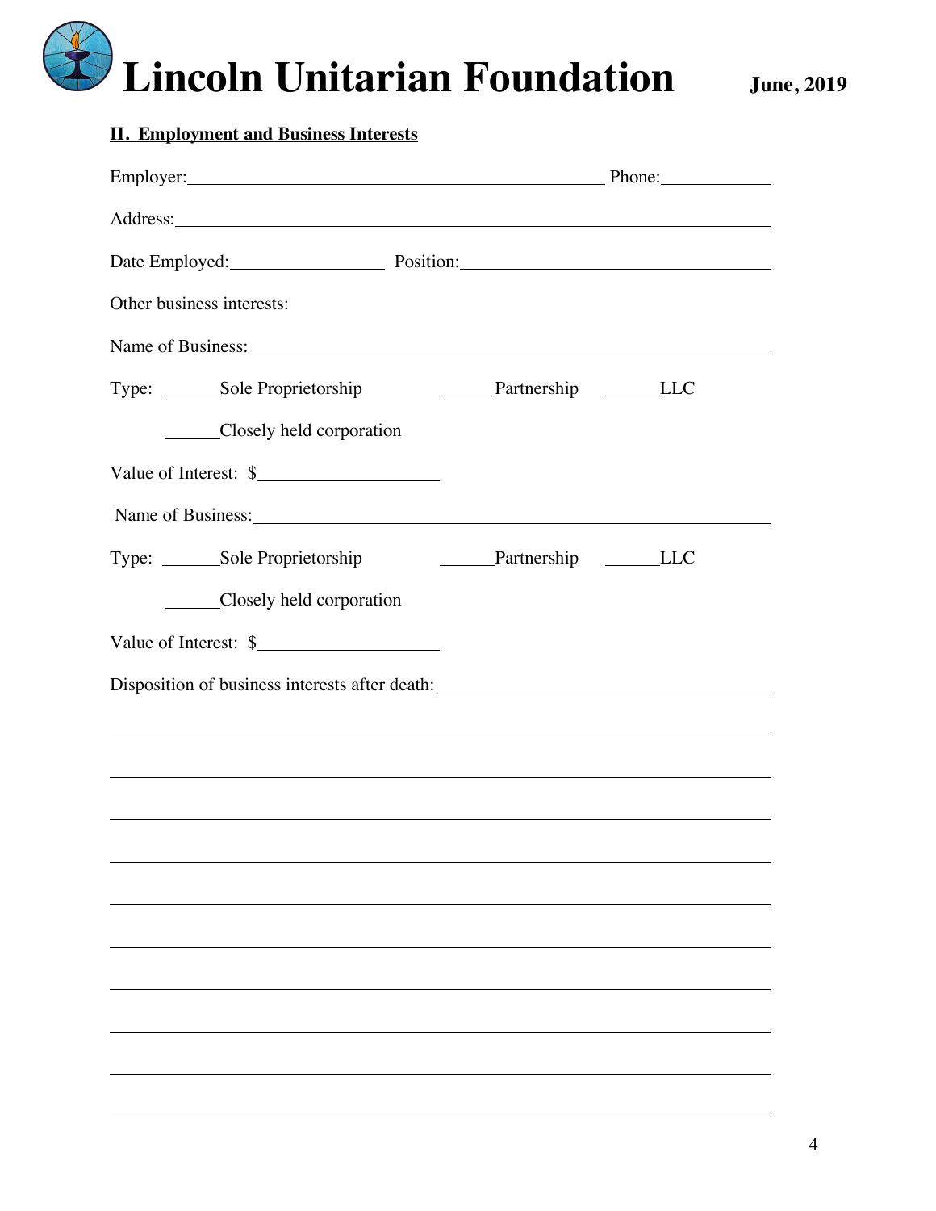## II. Employment and Business Interests

Employer:_______________________________________________ Phone:___________

Address:_______________________________________________________________________

Date Employed:_________________ Position:___________________________________

Other business interests:

Name of Business:______________________________________________________________

Type: ______Sole Proprietorship ______Partnership ______LLC

______Closely held corporation

Value of Interest: $____________________

Name of Business:______________________________________________________________

Type: ______Sole Proprietorship ______Partnership ______LLC

______Closely held corporation

Value of Interest: $____________________

Disposition of business interests after death:______________________________________

___________________________________________________________________________

___________________________________________________________________________

___________________________________________________________________________

___________________________________________________________________________

___________________________________________________________________________

___________________________________________________________________________

___________________________________________________________________________

___________________________________________________________________________

___________________________________________________________________________

___________________________________________________________________________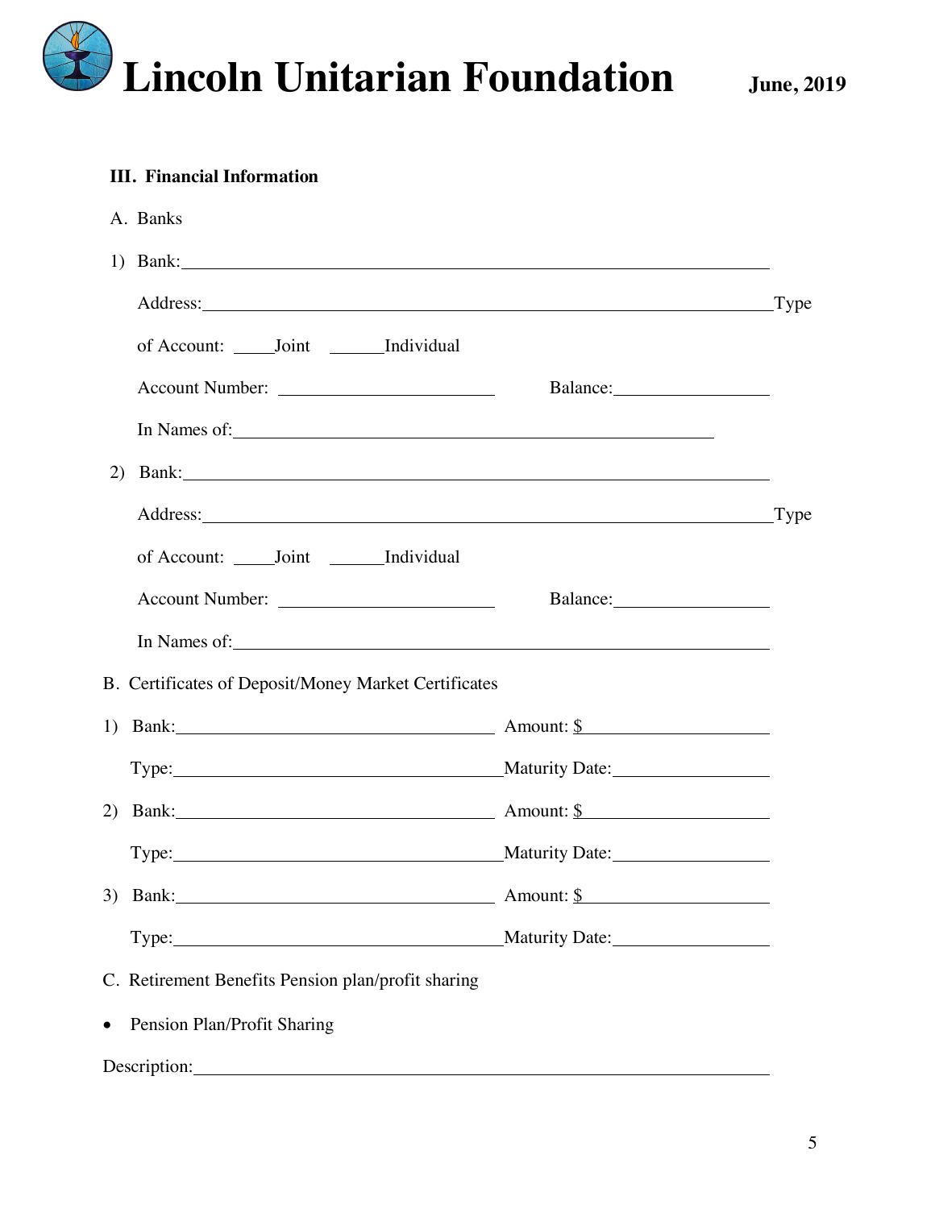# Lincoln Unitarian Foundation

**June, 2019**

**III. Financial Information**

A. Banks

1) Bank:\_\_\_\_\_\_\_\_\_\_\_\_\_\_\_\_\_\_\_\_\_\_\_\_\_\_\_\_\_\_\_\_\_\_\_\_\_\_\_\_\_\_\_\_\_\_\_\_\_\_\_\_\_\_\_\_

Address:\_\_\_\_\_\_\_\_\_\_\_\_\_\_\_\_\_\_\_\_\_\_\_\_\_\_\_\_\_\_\_\_\_\_\_\_\_\_\_\_\_\_\_\_\_\_\_\_\_\_\_\_\_\_Type of Account: \_\_\_\_\_Joint \_\_\_\_\_\_Individual

Account Number: \_\_\_\_\_\_\_\_\_\_\_\_\_\_\_\_\_\_\_\_\_\_\_\_ Balance:\_\_\_\_\_\_\_\_\_\_\_\_\_\_\_\_\_

In Names of:\_\_\_\_\_\_\_\_\_\_\_\_\_\_\_\_\_\_\_\_\_\_\_\_\_\_\_\_\_\_\_\_\_\_\_\_\_\_\_\_\_\_\_\_\_\_\_\_\_\_

2) Bank:\_\_\_\_\_\_\_\_\_\_\_\_\_\_\_\_\_\_\_\_\_\_\_\_\_\_\_\_\_\_\_\_\_\_\_\_\_\_\_\_\_\_\_\_\_\_\_\_\_\_\_\_\_\_\_\_

Address:\_\_\_\_\_\_\_\_\_\_\_\_\_\_\_\_\_\_\_\_\_\_\_\_\_\_\_\_\_\_\_\_\_\_\_\_\_\_\_\_\_\_\_\_\_\_\_\_\_\_\_\_\_\_Type of Account: \_\_\_\_\_Joint \_\_\_\_\_\_Individual

Account Number: \_\_\_\_\_\_\_\_\_\_\_\_\_\_\_\_\_\_\_\_\_\_\_\_ Balance:\_\_\_\_\_\_\_\_\_\_\_\_\_\_\_\_\_

In Names of:\_\_\_\_\_\_\_\_\_\_\_\_\_\_\_\_\_\_\_\_\_\_\_\_\_\_\_\_\_\_\_\_\_\_\_\_\_\_\_\_\_\_\_\_\_\_\_\_\_\_\_\_\_\_\_\_

B. Certificates of Deposit/Money Market Certificates

1) Bank:\_\_\_\_\_\_\_\_\_\_\_\_\_\_\_\_\_\_\_\_\_\_\_\_\_\_\_\_\_\_\_\_\_\_\_\_ Amount: $\_\_\_\_\_\_\_\_\_\_\_\_\_\_\_\_\_\_\_\_

Type:\_\_\_\_\_\_\_\_\_\_\_\_\_\_\_\_\_\_\_\_\_\_\_\_\_\_\_\_\_\_\_\_\_\_\_\_\_\_Maturity Date:\_\_\_\_\_\_\_\_\_\_\_\_\_\_\_\_\_

2) Bank:\_\_\_\_\_\_\_\_\_\_\_\_\_\_\_\_\_\_\_\_\_\_\_\_\_\_\_\_\_\_\_\_\_\_\_\_ Amount: $\_\_\_\_\_\_\_\_\_\_\_\_\_\_\_\_\_\_\_\_

Type:\_\_\_\_\_\_\_\_\_\_\_\_\_\_\_\_\_\_\_\_\_\_\_\_\_\_\_\_\_\_\_\_\_\_\_\_\_\_Maturity Date:\_\_\_\_\_\_\_\_\_\_\_\_\_\_\_\_\_

3) Bank:\_\_\_\_\_\_\_\_\_\_\_\_\_\_\_\_\_\_\_\_\_\_\_\_\_\_\_\_\_\_\_\_\_\_\_\_ Amount: $\_\_\_\_\_\_\_\_\_\_\_\_\_\_\_\_\_\_\_\_

Type:\_\_\_\_\_\_\_\_\_\_\_\_\_\_\_\_\_\_\_\_\_\_\_\_\_\_\_\_\_\_\_\_\_\_\_\_\_\_Maturity Date:\_\_\_\_\_\_\_\_\_\_\_\_\_\_\_\_\_

C. Retirement Benefits Pension plan/profit sharing

- Pension Plan/Profit Sharing

Description:\_\_\_\_\_\_\_\_\_\_\_\_\_\_\_\_\_\_\_\_\_\_\_\_\_\_\_\_\_\_\_\_\_\_\_\_\_\_\_\_\_\_\_\_\_\_\_\_\_\_\_\_\_\_\_\_\_\_\_\_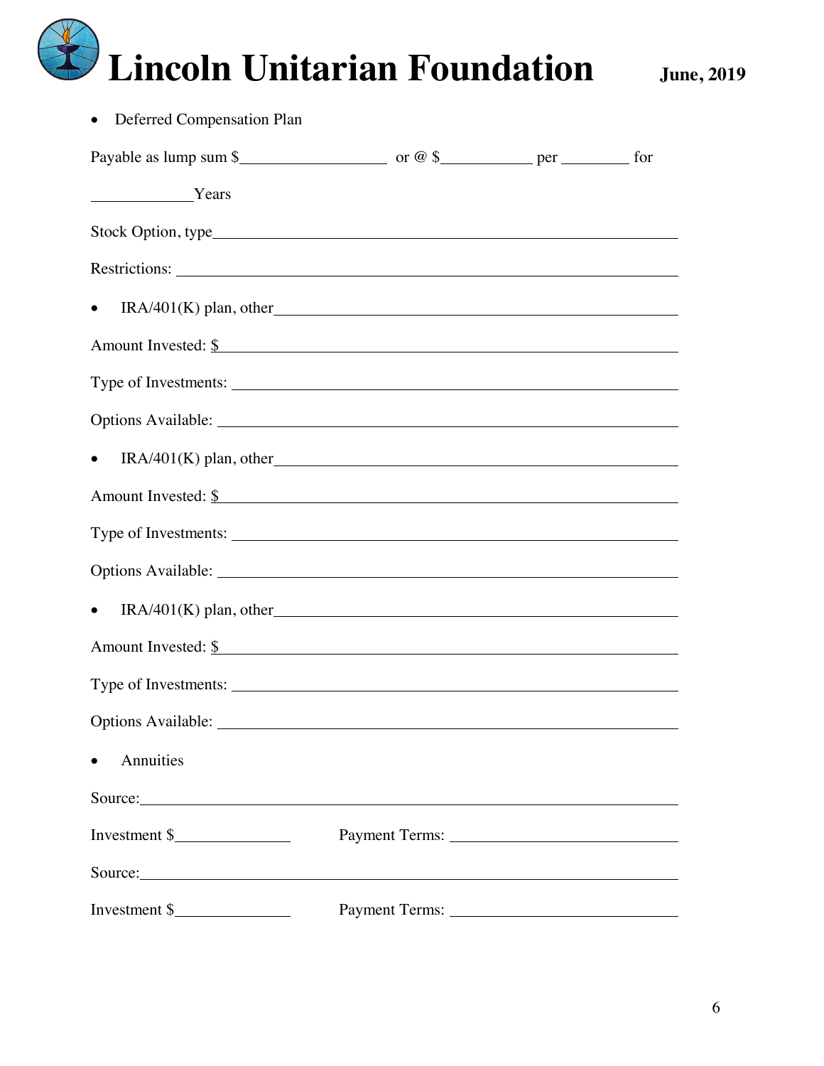- Deferred Compensation Plan

Payable as lump sum $__________________ or @ $___________ per ________ for

_____________Years

Stock Option, type______________________________________________________________

Restrictions: ___________________________________________________________________

- IRA/401(K) plan, other_________________________________________________

Amount Invested: $_______________________________________________________________

Type of Investments: ______________________________________________________________

Options Available: _______________________________________________________________

- IRA/401(K) plan, other_________________________________________________

Amount Invested: $_______________________________________________________________

Type of Investments: ______________________________________________________________

Options Available: _______________________________________________________________

- IRA/401(K) plan, other_________________________________________________

Amount Invested: $_______________________________________________________________

Type of Investments: ______________________________________________________________

Options Available: _______________________________________________________________

- Annuities

Source:_________________________________________________________________________

Investment $_______________ Payment Terms: _____________________________

Source:_________________________________________________________________________

Investment $_______________ Payment Terms: _____________________________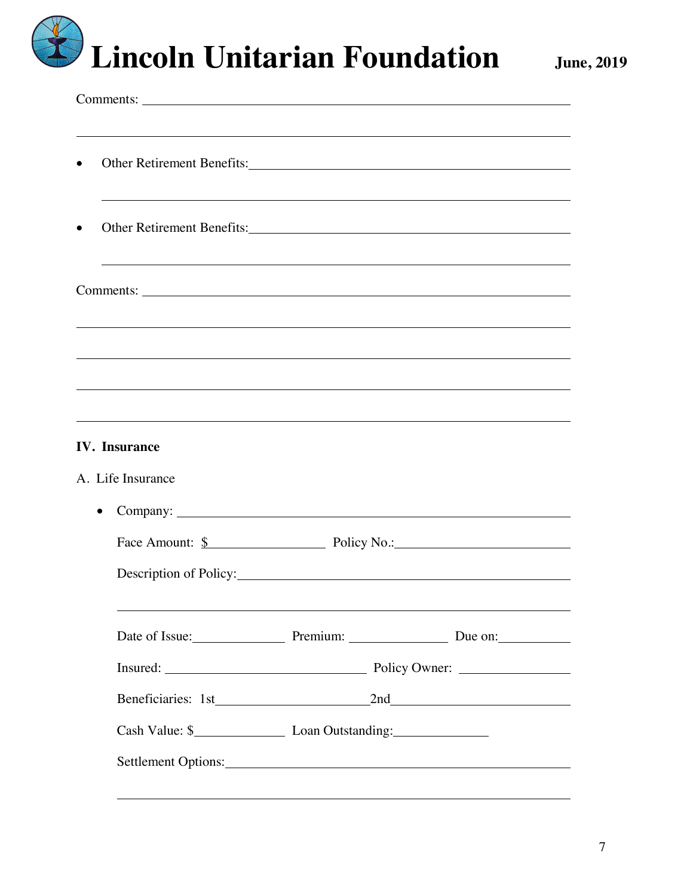Comments: ________________________________________________________________

________________________________________________________________

- Other Retirement Benefits: ________________________________________________________________

  ________________________________________________________________

- Other Retirement Benefits: ________________________________________________________________

  ________________________________________________________________

Comments: ________________________________________________________________

________________________________________________________________

________________________________________________________________

________________________________________________________________

________________________________________________________________

## IV. Insurance

A. Life Insurance

- Company: ________________________________________________________________

  Face Amount: $__________________ Policy No.:__________________________

  Description of Policy:______________________________________________

  ________________________________________________________________

  Date of Issue:______________ Premium: _______________ Due on:___________

  Insured: ______________________________ Policy Owner: _________________

  Beneficiaries: 1st______________________2nd___________________________

  Cash Value: $_____________ Loan Outstanding:______________

  Settlement Options:_______________________________________________

  ________________________________________________________________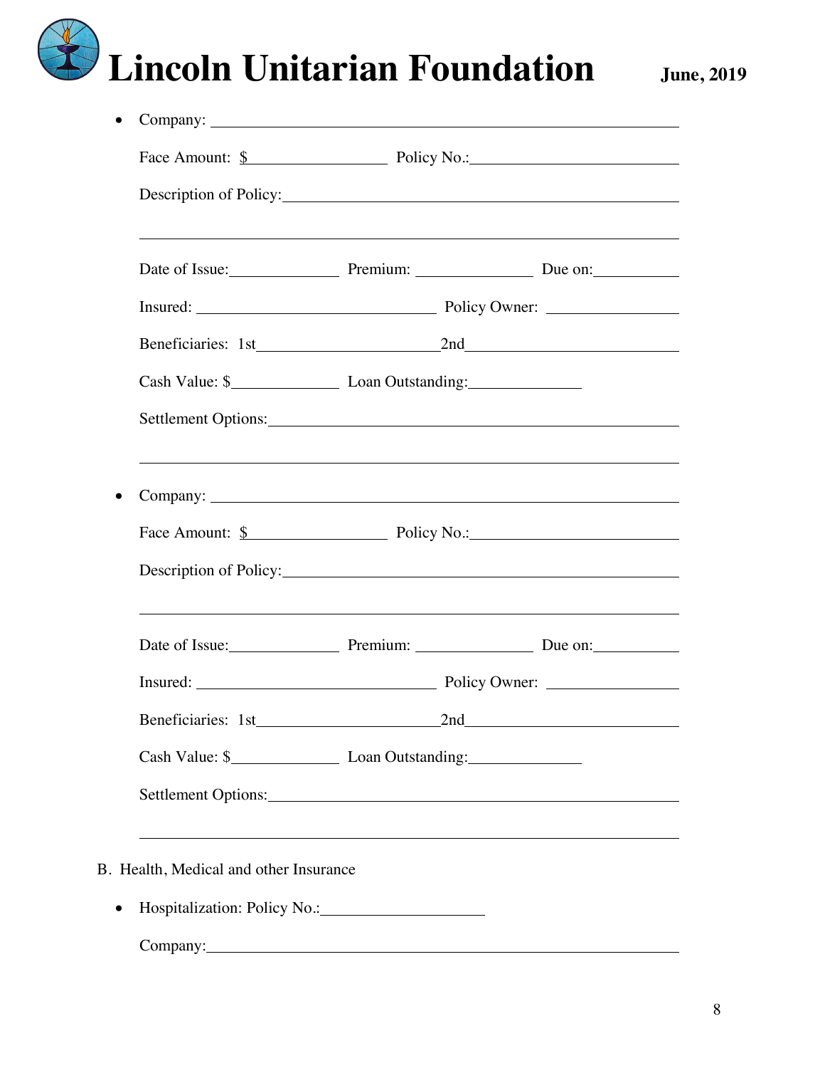- Company: \_\_\_\_\_\_\_\_\_\_\_\_\_\_\_\_\_\_\_\_\_\_\_\_\_\_\_\_\_\_\_\_\_\_\_\_\_\_\_\_\_\_\_\_\_\_\_\_\_\_

  Face Amount: $\_\_\_\_\_\_\_\_\_\_\_\_\_\_\_\_ Policy No.:\_\_\_\_\_\_\_\_\_\_\_\_\_\_\_\_\_\_\_\_\_\_\_\_

  Description of Policy:\_\_\_\_\_\_\_\_\_\_\_\_\_\_\_\_\_\_\_\_\_\_\_\_\_\_\_\_\_\_\_\_\_\_\_\_\_\_\_\_\_\_\_\_\_\_

  \_\_\_\_\_\_\_\_\_\_\_\_\_\_\_\_\_\_\_\_\_\_\_\_\_\_\_\_\_\_\_\_\_\_\_\_\_\_\_\_\_\_\_\_\_\_\_\_\_\_\_\_\_\_\_\_\_\_\_\_\_\_

  Date of Issue:\_\_\_\_\_\_\_\_\_\_\_\_ Premium: \_\_\_\_\_\_\_\_\_\_\_\_\_ Due on:\_\_\_\_\_\_\_\_\_\_

  Insured: \_\_\_\_\_\_\_\_\_\_\_\_\_\_\_\_\_\_\_\_\_\_\_\_\_\_\_\_ Policy Owner: \_\_\_\_\_\_\_\_\_\_\_\_\_\_\_

  Beneficiaries: 1st\_\_\_\_\_\_\_\_\_\_\_\_\_\_\_\_\_\_\_\_\_\_2nd\_\_\_\_\_\_\_\_\_\_\_\_\_\_\_\_\_\_\_\_\_\_\_\_\_

  Cash Value: $\_\_\_\_\_\_\_\_\_\_\_\_ Loan Outstanding:\_\_\_\_\_\_\_\_\_\_\_\_\_

  Settlement Options:\_\_\_\_\_\_\_\_\_\_\_\_\_\_\_\_\_\_\_\_\_\_\_\_\_\_\_\_\_\_\_\_\_\_\_\_\_\_\_\_\_\_\_\_\_\_\_\_

  \_\_\_\_\_\_\_\_\_\_\_\_\_\_\_\_\_\_\_\_\_\_\_\_\_\_\_\_\_\_\_\_\_\_\_\_\_\_\_\_\_\_\_\_\_\_\_\_\_\_\_\_\_\_\_\_\_\_\_\_\_\_

- Company: \_\_\_\_\_\_\_\_\_\_\_\_\_\_\_\_\_\_\_\_\_\_\_\_\_\_\_\_\_\_\_\_\_\_\_\_\_\_\_\_\_\_\_\_\_\_\_\_\_\_

  Face Amount: $\_\_\_\_\_\_\_\_\_\_\_\_\_\_\_\_ Policy No.:\_\_\_\_\_\_\_\_\_\_\_\_\_\_\_\_\_\_\_\_\_\_\_\_

  Description of Policy:\_\_\_\_\_\_\_\_\_\_\_\_\_\_\_\_\_\_\_\_\_\_\_\_\_\_\_\_\_\_\_\_\_\_\_\_\_\_\_\_\_\_\_\_\_\_

  \_\_\_\_\_\_\_\_\_\_\_\_\_\_\_\_\_\_\_\_\_\_\_\_\_\_\_\_\_\_\_\_\_\_\_\_\_\_\_\_\_\_\_\_\_\_\_\_\_\_\_\_\_\_\_\_\_\_\_\_\_\_

  Date of Issue:\_\_\_\_\_\_\_\_\_\_\_\_ Premium: \_\_\_\_\_\_\_\_\_\_\_\_\_ Due on:\_\_\_\_\_\_\_\_\_\_

  Insured: \_\_\_\_\_\_\_\_\_\_\_\_\_\_\_\_\_\_\_\_\_\_\_\_\_\_\_\_ Policy Owner: \_\_\_\_\_\_\_\_\_\_\_\_\_\_\_

  Beneficiaries: 1st\_\_\_\_\_\_\_\_\_\_\_\_\_\_\_\_\_\_\_\_\_\_2nd\_\_\_\_\_\_\_\_\_\_\_\_\_\_\_\_\_\_\_\_\_\_\_\_\_

  Cash Value: $\_\_\_\_\_\_\_\_\_\_\_\_ Loan Outstanding:\_\_\_\_\_\_\_\_\_\_\_\_\_

  Settlement Options:\_\_\_\_\_\_\_\_\_\_\_\_\_\_\_\_\_\_\_\_\_\_\_\_\_\_\_\_\_\_\_\_\_\_\_\_\_\_\_\_\_\_\_\_\_\_\_\_

  \_\_\_\_\_\_\_\_\_\_\_\_\_\_\_\_\_\_\_\_\_\_\_\_\_\_\_\_\_\_\_\_\_\_\_\_\_\_\_\_\_\_\_\_\_\_\_\_\_\_\_\_\_\_\_\_\_\_\_\_\_\_

B. Health, Medical and other Insurance

- Hospitalization: Policy No.:\_\_\_\_\_\_\_\_\_\_\_\_\_\_\_\_\_\_\_\_

  Company:\_\_\_\_\_\_\_\_\_\_\_\_\_\_\_\_\_\_\_\_\_\_\_\_\_\_\_\_\_\_\_\_\_\_\_\_\_\_\_\_\_\_\_\_\_\_\_\_\_\_\_\_\_\_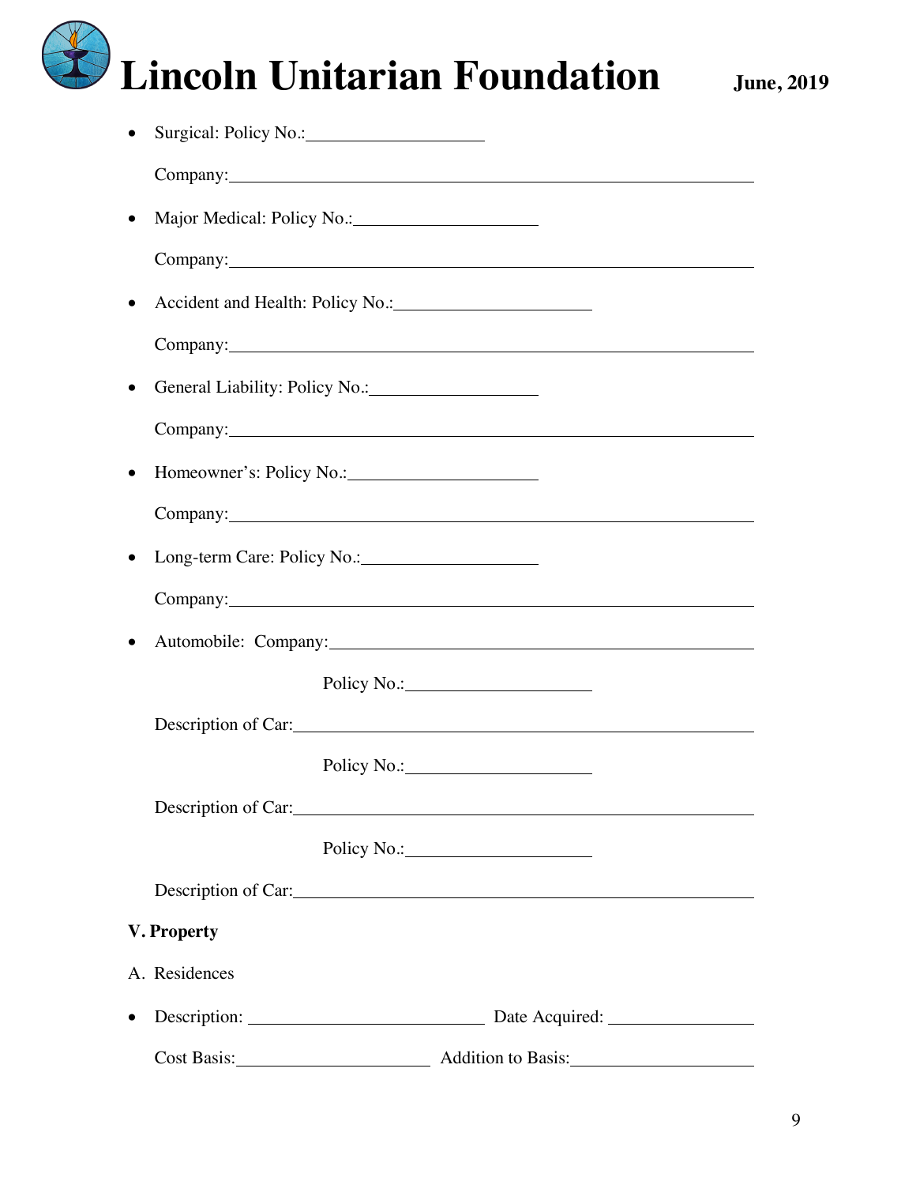- Surgical: Policy No.:____________________

  Company:____________________________________________________________

- Major Medical: Policy No.:____________________

  Company:____________________________________________________________

- Accident and Health: Policy No.:____________________

  Company:____________________________________________________________

- General Liability: Policy No.:____________________

  Company:____________________________________________________________

- Homeowner's: Policy No.:____________________

  Company:____________________________________________________________

- Long-term Care: Policy No.:____________________

  Company:____________________________________________________________

- Automobile: Company:____________________________________________________________

  Policy No.:____________________

  Description of Car:____________________________________________________________

  Policy No.:____________________

  Description of Car:____________________________________________________________

  Policy No.:____________________

  Description of Car:____________________________________________________________

**V. Property**

A. Residences

- Description: ______________________________ Date Acquired: ____________________

  Cost Basis:____________________ Addition to Basis:____________________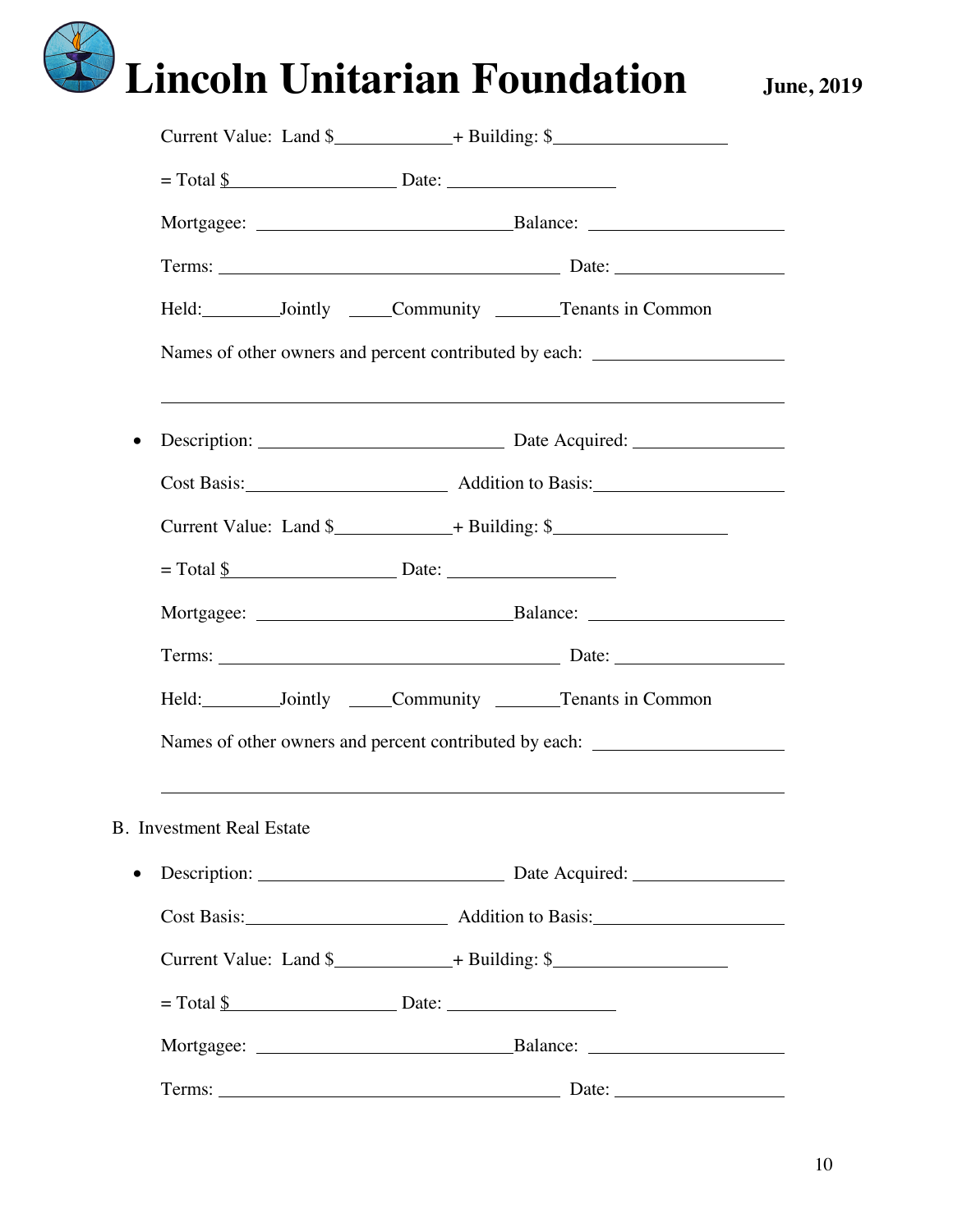Current Value: Land $\_\_\_\_\_\_\_\_\_\_\_\_\_+ Building: $\_\_\_\_\_\_\_\_\_\_\_\_\_\_\_\_\_\_\_

= Total $\_\_\_\_\_\_\_\_\_\_\_\_\_\_\_\_\_\_ Date: \_\_\_\_\_\_\_\_\_\_\_\_\_\_\_\_\_\_\_

Mortgagee: \_\_\_\_\_\_\_\_\_\_\_\_\_\_\_\_\_\_\_\_\_\_\_\_\_\_\_\_\_Balance: \_\_\_\_\_\_\_\_\_\_\_\_\_\_\_\_\_\_\_\_\_\_

Terms: \_\_\_\_\_\_\_\_\_\_\_\_\_\_\_\_\_\_\_\_\_\_\_\_\_\_\_\_\_\_\_\_\_\_\_\_\_\_ Date: \_\_\_\_\_\_\_\_\_\_\_\_\_\_\_\_\_\_\_

Held:\_\_\_\_\_\_\_\_Jointly \_\_\_\_\_Community \_\_\_\_\_\_\_Tenants in Common

Names of other owners and percent contributed by each: \_\_\_\_\_\_\_\_\_\_\_\_\_\_\_\_\_\_\_\_\_\_

\_\_\_\_\_\_\_\_\_\_\_\_\_\_\_\_\_\_\_\_\_\_\_\_\_\_\_\_\_\_\_\_\_\_\_\_\_\_\_\_\_\_\_\_\_\_\_\_\_\_\_\_\_\_\_\_\_\_\_\_\_\_\_\_\_\_\_\_\_\_

- Description: \_\_\_\_\_\_\_\_\_\_\_\_\_\_\_\_\_\_\_\_\_\_\_\_\_\_\_\_ Date Acquired: \_\_\_\_\_\_\_\_\_\_\_\_\_\_\_\_\_

  Cost Basis:\_\_\_\_\_\_\_\_\_\_\_\_\_\_\_\_\_\_\_\_\_\_\_ Addition to Basis:\_\_\_\_\_\_\_\_\_\_\_\_\_\_\_\_\_\_\_\_\_

  Current Value: Land $\_\_\_\_\_\_\_\_\_\_\_\_\_+ Building: $\_\_\_\_\_\_\_\_\_\_\_\_\_\_\_\_\_\_\_

  = Total $\_\_\_\_\_\_\_\_\_\_\_\_\_\_\_\_\_\_ Date: \_\_\_\_\_\_\_\_\_\_\_\_\_\_\_\_\_\_\_

  Mortgagee: \_\_\_\_\_\_\_\_\_\_\_\_\_\_\_\_\_\_\_\_\_\_\_\_\_\_\_\_\_Balance: \_\_\_\_\_\_\_\_\_\_\_\_\_\_\_\_\_\_\_\_\_\_

  Terms: \_\_\_\_\_\_\_\_\_\_\_\_\_\_\_\_\_\_\_\_\_\_\_\_\_\_\_\_\_\_\_\_\_\_\_\_\_\_ Date: \_\_\_\_\_\_\_\_\_\_\_\_\_\_\_\_\_\_\_

  Held:\_\_\_\_\_\_\_\_Jointly \_\_\_\_\_Community \_\_\_\_\_\_\_Tenants in Common

  Names of other owners and percent contributed by each: \_\_\_\_\_\_\_\_\_\_\_\_\_\_\_\_\_\_\_\_\_\_

  \_\_\_\_\_\_\_\_\_\_\_\_\_\_\_\_\_\_\_\_\_\_\_\_\_\_\_\_\_\_\_\_\_\_\_\_\_\_\_\_\_\_\_\_\_\_\_\_\_\_\_\_\_\_\_\_\_\_\_\_\_\_\_\_\_\_\_\_\_\_

B. Investment Real Estate

- Description: \_\_\_\_\_\_\_\_\_\_\_\_\_\_\_\_\_\_\_\_\_\_\_\_\_\_\_\_ Date Acquired: \_\_\_\_\_\_\_\_\_\_\_\_\_\_\_\_\_

  Cost Basis:\_\_\_\_\_\_\_\_\_\_\_\_\_\_\_\_\_\_\_\_\_\_\_ Addition to Basis:\_\_\_\_\_\_\_\_\_\_\_\_\_\_\_\_\_\_\_\_\_

  Current Value: Land $\_\_\_\_\_\_\_\_\_\_\_\_\_+ Building: $\_\_\_\_\_\_\_\_\_\_\_\_\_\_\_\_\_\_\_

  = Total $\_\_\_\_\_\_\_\_\_\_\_\_\_\_\_\_\_\_ Date: \_\_\_\_\_\_\_\_\_\_\_\_\_\_\_\_\_\_\_

  Mortgagee: \_\_\_\_\_\_\_\_\_\_\_\_\_\_\_\_\_\_\_\_\_\_\_\_\_\_\_\_\_Balance: \_\_\_\_\_\_\_\_\_\_\_\_\_\_\_\_\_\_\_\_\_\_

  Terms: \_\_\_\_\_\_\_\_\_\_\_\_\_\_\_\_\_\_\_\_\_\_\_\_\_\_\_\_\_\_\_\_\_\_\_\_\_\_ Date: \_\_\_\_\_\_\_\_\_\_\_\_\_\_\_\_\_\_\_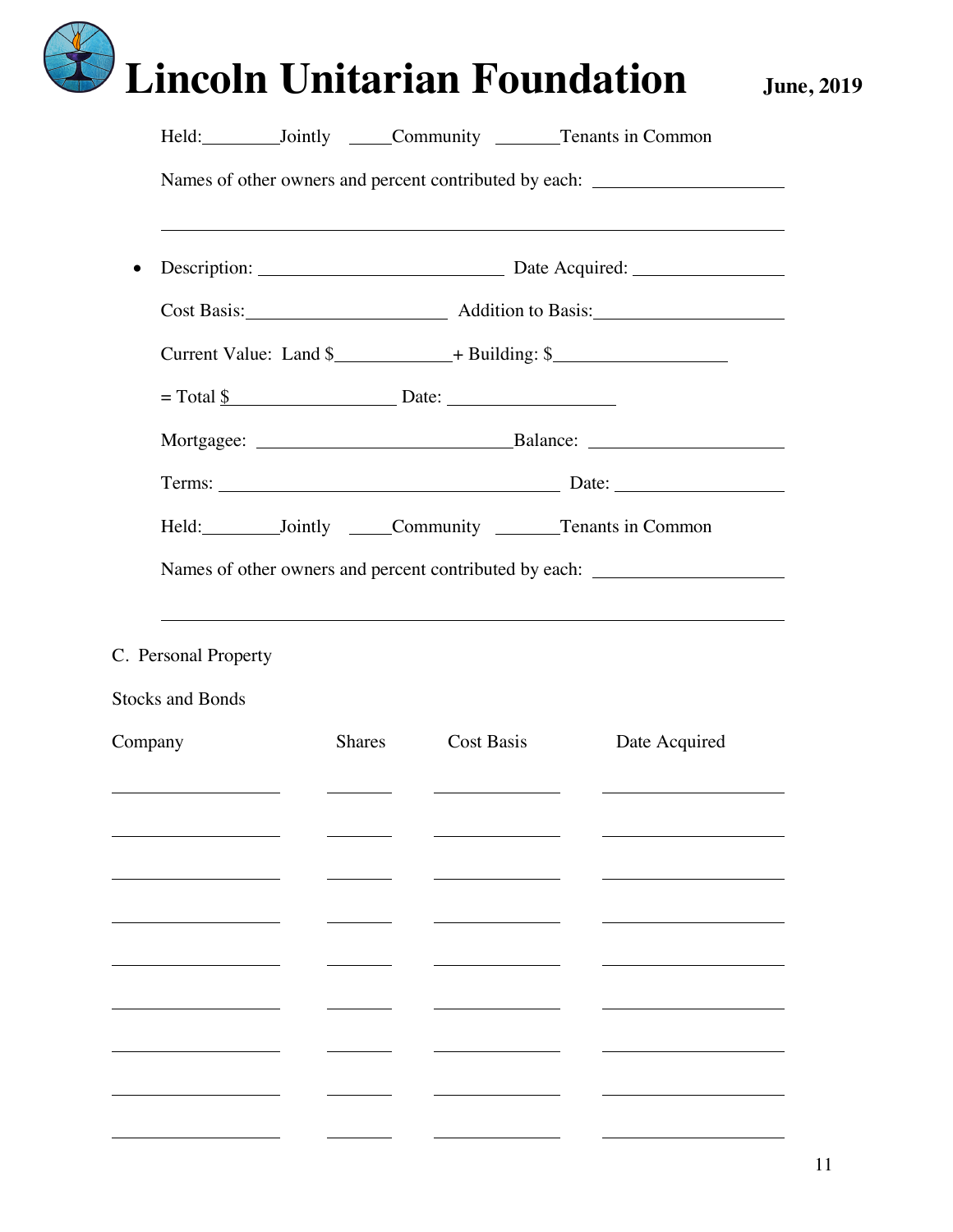Held:________Jointly _____Community _______Tenants in Common

Names of other owners and percent contributed by each: ____________________

____________________________________________________________

- Description: ___________________________ Date Acquired: ________________

  Cost Basis:_____________________ Addition to Basis:____________________

  Current Value: Land $____________+ Building: $__________________

  = Total $__________________ Date: __________________

  Mortgagee: ___________________________Balance: ____________________

  Terms: ____________________________________ Date: __________________

  Held:________Jointly _____Community _______Tenants in Common

  Names of other owners and percent contributed by each: ____________________

  ____________________________________________________________

C. Personal Property

Stocks and Bonds

| Company | Shares | Cost Basis | Date Acquired |
|---|---|---|---|
| | | | |
| | | | |
| | | | |
| | | | |
| | | | |
| | | | |
| | | | |
| | | | |
| | | | |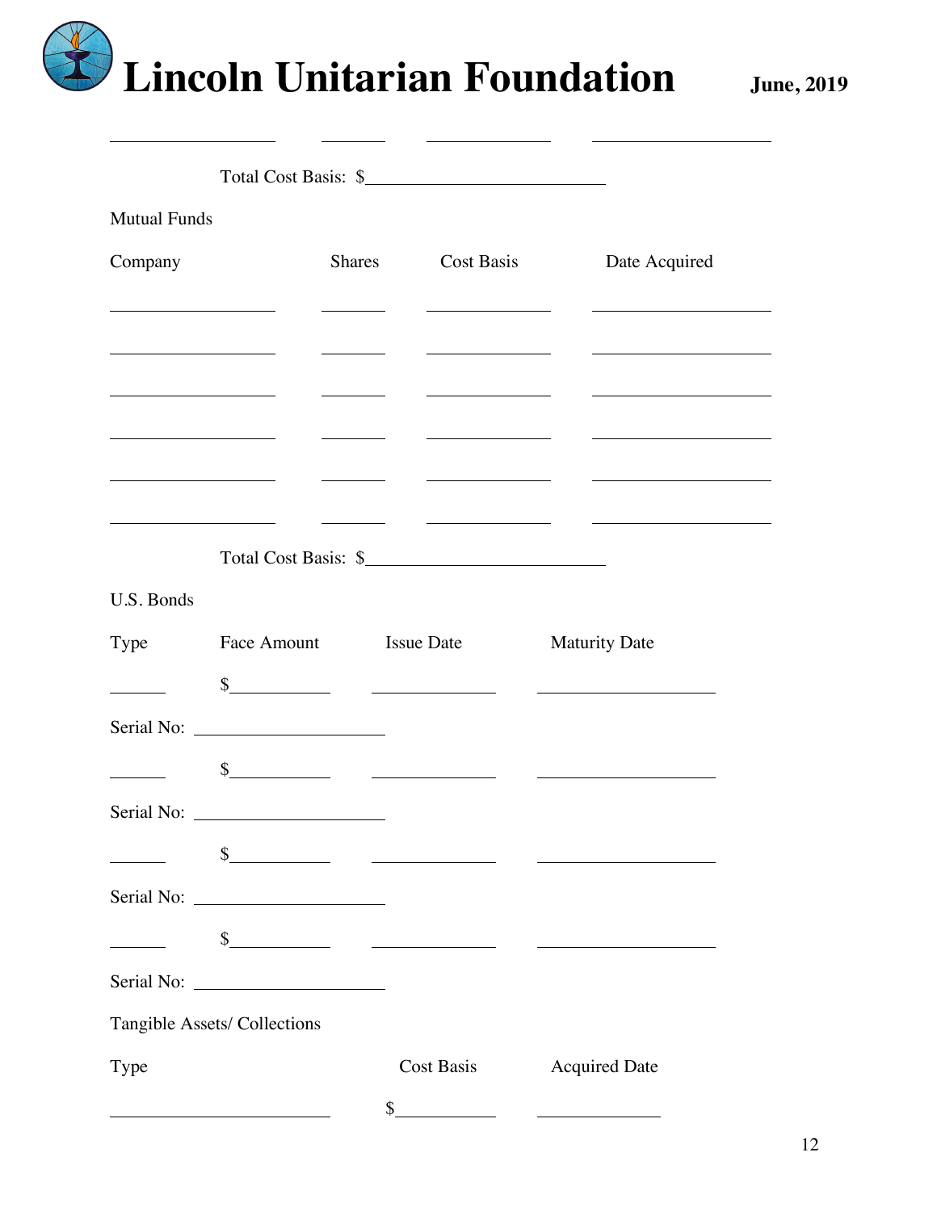# Lincoln Unitarian Foundation

**June, 2019**

| | | | |
|---|---|---|---|
| ________________ | ______ | ____________ | _________________ |

Total Cost Basis: $______________________

Mutual Funds

| Company | Shares | Cost Basis | Date Acquired |
|---|---|---|---|
| ________________ | ______ | ____________ | _________________ |
| ________________ | ______ | ____________ | _________________ |
| ________________ | ______ | ____________ | _________________ |
| ________________ | ______ | ____________ | _________________ |
| ________________ | ______ | ____________ | _________________ |
| ________________ | ______ | ____________ | _________________ |

Total Cost Basis: $______________________

U.S. Bonds

| Type | Face Amount | Issue Date | Maturity Date |
|---|---|---|---|
| _____ | $_________ | ____________ | _________________ |

Serial No: __________________

| Type | Face Amount | Issue Date | Maturity Date |
|---|---|---|---|
| _____ | $_________ | ____________ | _________________ |

Serial No: __________________

| Type | Face Amount | Issue Date | Maturity Date |
|---|---|---|---|
| _____ | $_________ | ____________ | _________________ |

Serial No: __________________

| Type | Face Amount | Issue Date | Maturity Date |
|---|---|---|---|
| _____ | $_________ | ____________ | _________________ |

Serial No: __________________

Tangible Assets/ Collections

| Type | Cost Basis | Acquired Date |
|---|---|---|
| _____________________ | $_________ | ____________ |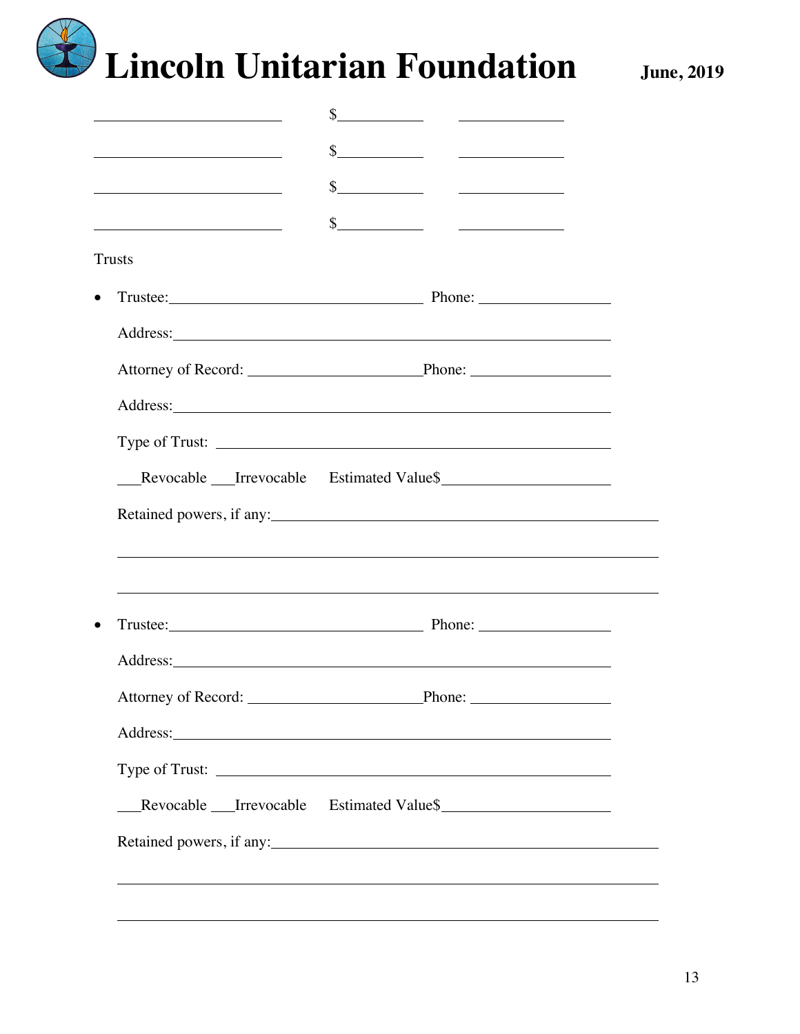| | | |
|---|---|---|
| ______________________ | $__________ | ____________ |
| ______________________ | $__________ | ____________ |
| ______________________ | $__________ | ____________ |
| ______________________ | $__________ | ____________ |

Trusts

- Trustee:______________________________ Phone: ______________

  Address:____________________________________________________

  Attorney of Record: ___________________Phone: _______________

  Address:____________________________________________________

  Type of Trust: _______________________________________________

  ___Revocable ___Irrevocable Estimated Value$____________________

  Retained powers, if any:___________________________________________

  ______________________________________________________________

  ______________________________________________________________

- Trustee:______________________________ Phone: ______________

  Address:____________________________________________________

  Attorney of Record: ___________________Phone: _______________

  Address:____________________________________________________

  Type of Trust: _______________________________________________

  ___Revocable ___Irrevocable Estimated Value$____________________

  Retained powers, if any:___________________________________________

  ______________________________________________________________

  ______________________________________________________________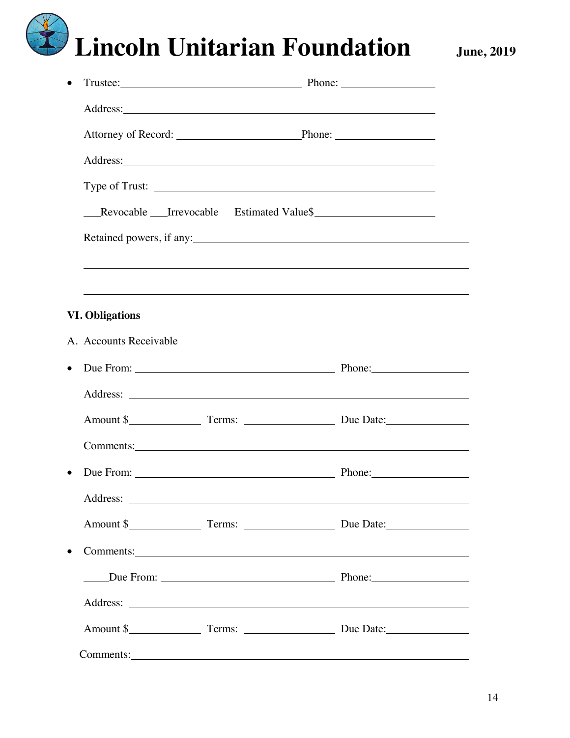- Trustee:________________________________ Phone: ________________

  Address:________________________________________________________

  Attorney of Record: ______________________Phone: __________________

  Address:________________________________________________________

  Type of Trust: ___________________________________________________

  ___Revocable ___Irrevocable   Estimated Value$_____________________

  Retained powers, if any:_____________________________________________

  _______________________________________________________________________

  _______________________________________________________________________

**VI. Obligations**

A. Accounts Receivable

- Due From: ____________________________________ Phone:_________________

  Address: ______________________________________________________________

  Amount $_____________ Terms: ________________ Due Date:_______________

  Comments:______________________________________________________________

- Due From: ____________________________________ Phone:_________________

  Address: ______________________________________________________________

  Amount $_____________ Terms: ________________ Due Date:_______________

- Comments:______________________________________________________________

  _____Due From: ________________________________ Phone:_________________

  Address: ______________________________________________________________

  Amount $_____________ Terms: ________________ Due Date:_______________

  Comments:______________________________________________________________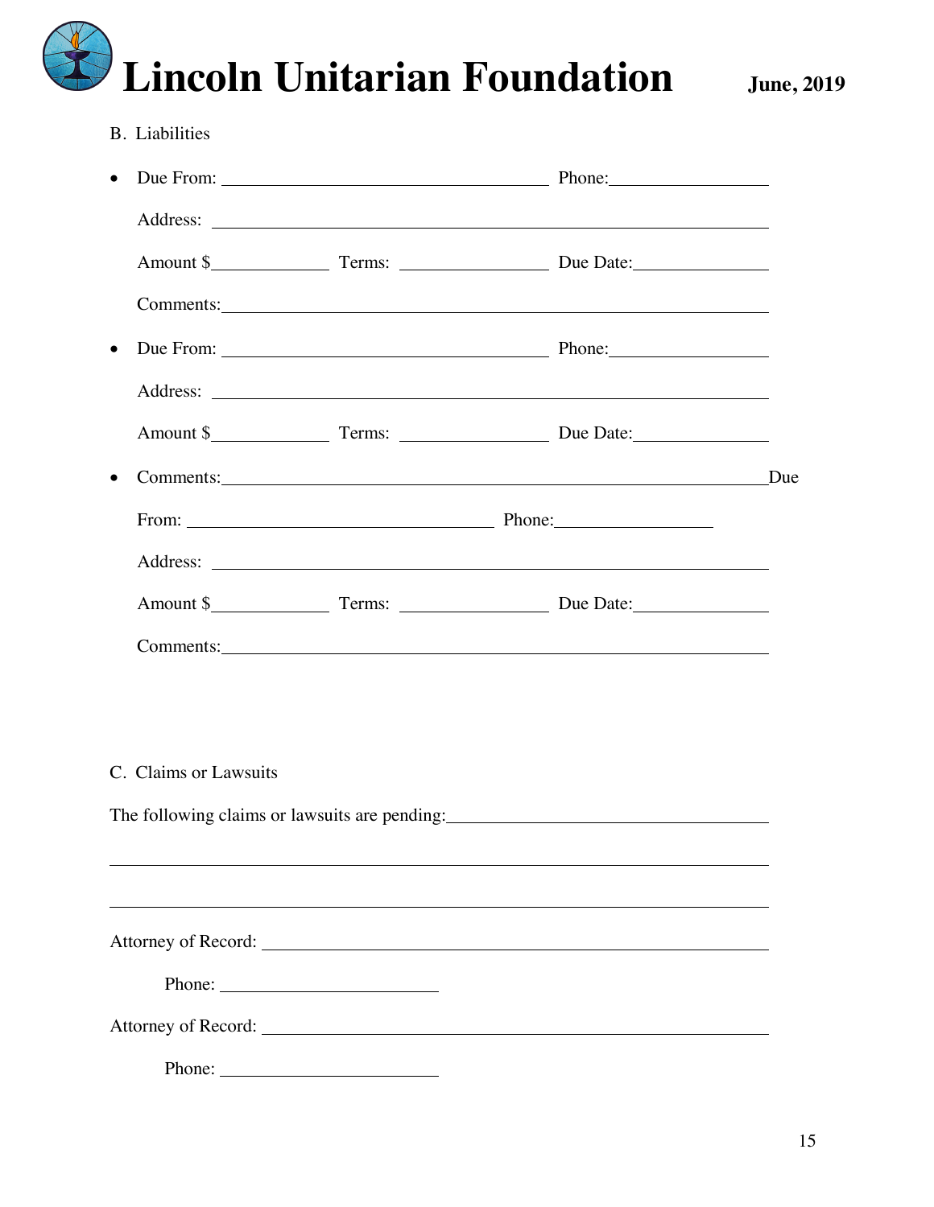B. Liabilities

- Due From: ______________________________ Phone: ______________

  Address: ____________________________________________________

  Amount $__________ Terms: ______________ Due Date: ____________

  Comments: __________________________________________________

- Due From: ______________________________ Phone: ______________

  Address: ____________________________________________________

  Amount $__________ Terms: ______________ Due Date: ____________

- Comments: __________________________________________________ Due

  From: ___________________________ Phone: ______________

  Address: ____________________________________________________

  Amount $__________ Terms: ______________ Due Date: ____________

  Comments: __________________________________________________

C. Claims or Lawsuits

The following claims or lawsuits are pending: ______________________________

____________________________________________________________________

____________________________________________________________________

Attorney of Record: ___________________________________________________

Phone: ____________________

Attorney of Record: ___________________________________________________

Phone: ____________________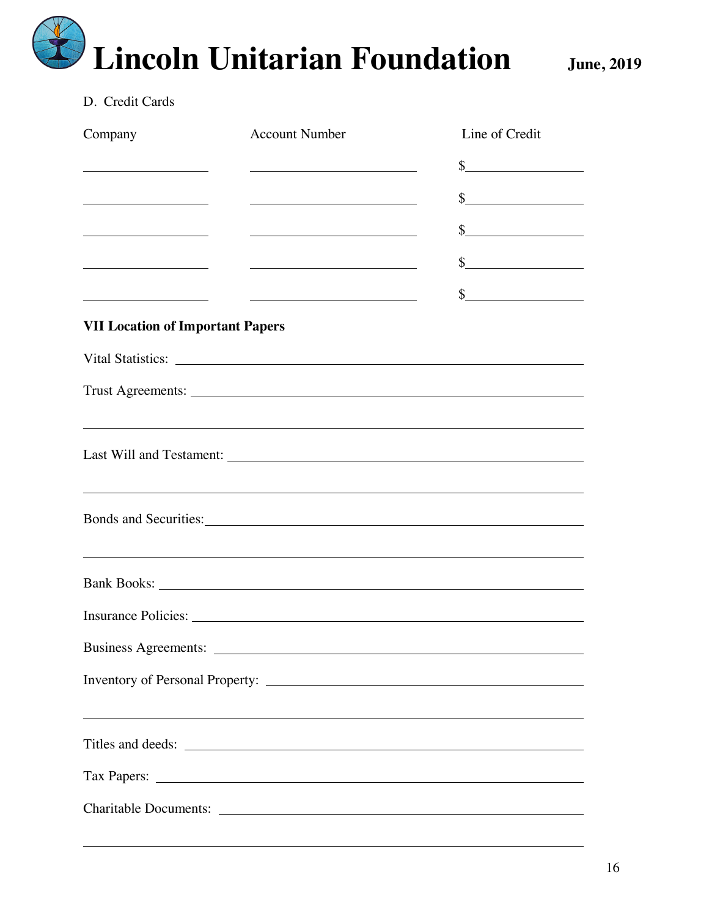D. Credit Cards

| Company | Account Number | Line of Credit |
| --- | --- | --- |
| ____________ | ________________ | $__________ |
| ____________ | ________________ | $__________ |
| ____________ | ________________ | $__________ |
| ____________ | ________________ | $__________ |
| ____________ | ________________ | $__________ |

**VII Location of Important Papers**

Vital Statistics: ______________________________________________

Trust Agreements: ______________________________________________

________________________________________________________________

Last Will and Testament: ________________________________________

________________________________________________________________

Bonds and Securities: __________________________________________

________________________________________________________________

Bank Books: ___________________________________________________

Insurance Policies: _____________________________________________

Business Agreements: ___________________________________________

Inventory of Personal Property: __________________________________

________________________________________________________________

Titles and deeds: _______________________________________________

Tax Papers: ___________________________________________________

Charitable Documents: __________________________________________

________________________________________________________________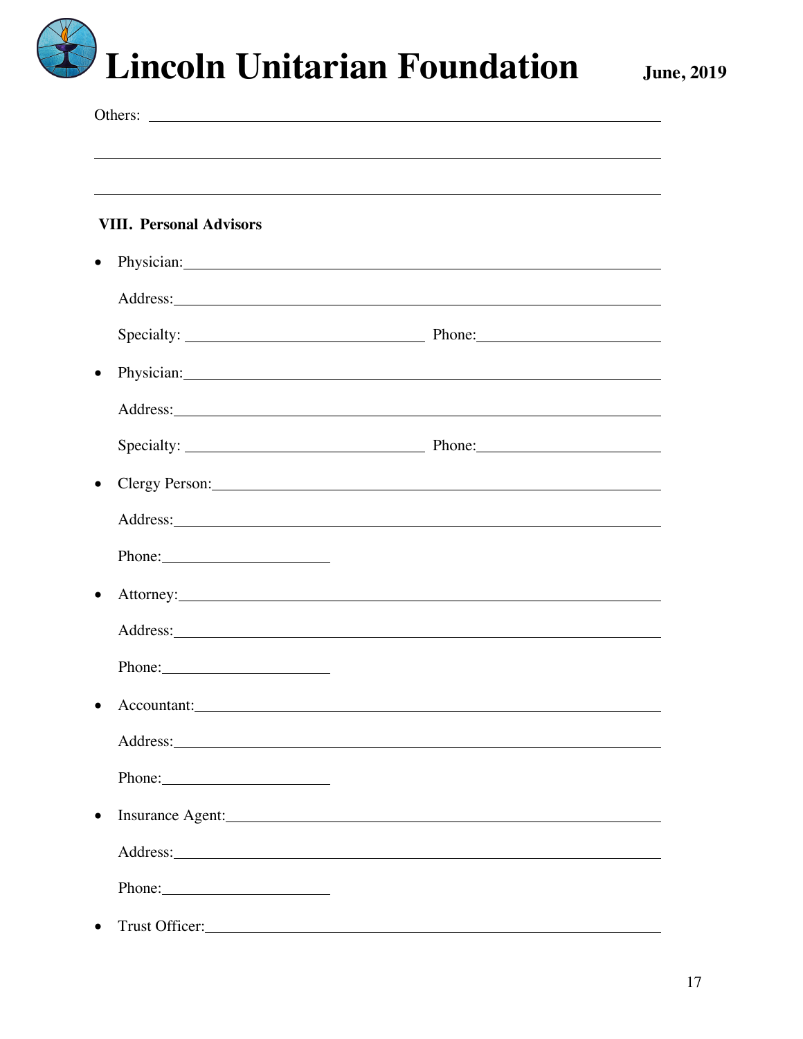Others: ______________________________________________________________

______________________________________________________________

______________________________________________________________

**VIII. Personal Advisors**

- Physician: ______________________________________________________

  Address: ______________________________________________________

  Specialty: ____________________________ Phone: ______________________

- Physician: ______________________________________________________

  Address: ______________________________________________________

  Specialty: ____________________________ Phone: ______________________

- Clergy Person: ______________________________________________________

  Address: ______________________________________________________

  Phone: ______________________

- Attorney: ______________________________________________________

  Address: ______________________________________________________

  Phone: ______________________

- Accountant: ______________________________________________________

  Address: ______________________________________________________

  Phone: ______________________

- Insurance Agent: ______________________________________________________

  Address: ______________________________________________________

  Phone: ______________________

- Trust Officer: ______________________________________________________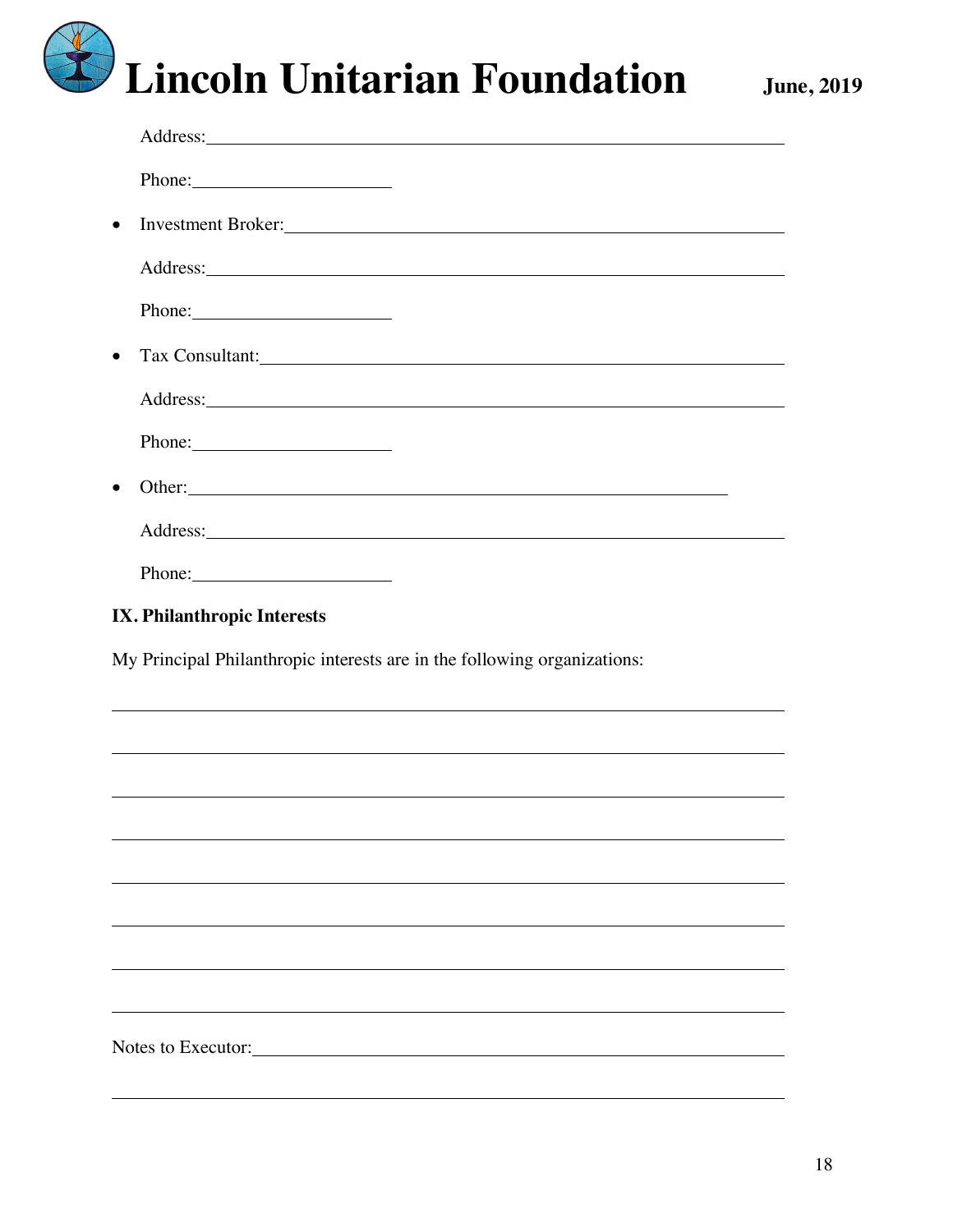Address: ______________________________________________________________

Phone: ____________________

- Investment Broker: ______________________________________________________

  Address: ______________________________________________________________

  Phone: ____________________

- Tax Consultant: ________________________________________________________

  Address: ______________________________________________________________

  Phone: ____________________

- Other: ________________________________________________________

  Address: ______________________________________________________________

  Phone: ____________________

**IX. Philanthropic Interests**

My Principal Philanthropic interests are in the following organizations:

_______________________________________________________________________

_______________________________________________________________________

_______________________________________________________________________

_______________________________________________________________________

_______________________________________________________________________

_______________________________________________________________________

_______________________________________________________________________

_______________________________________________________________________

Notes to Executor: ______________________________________________________

_______________________________________________________________________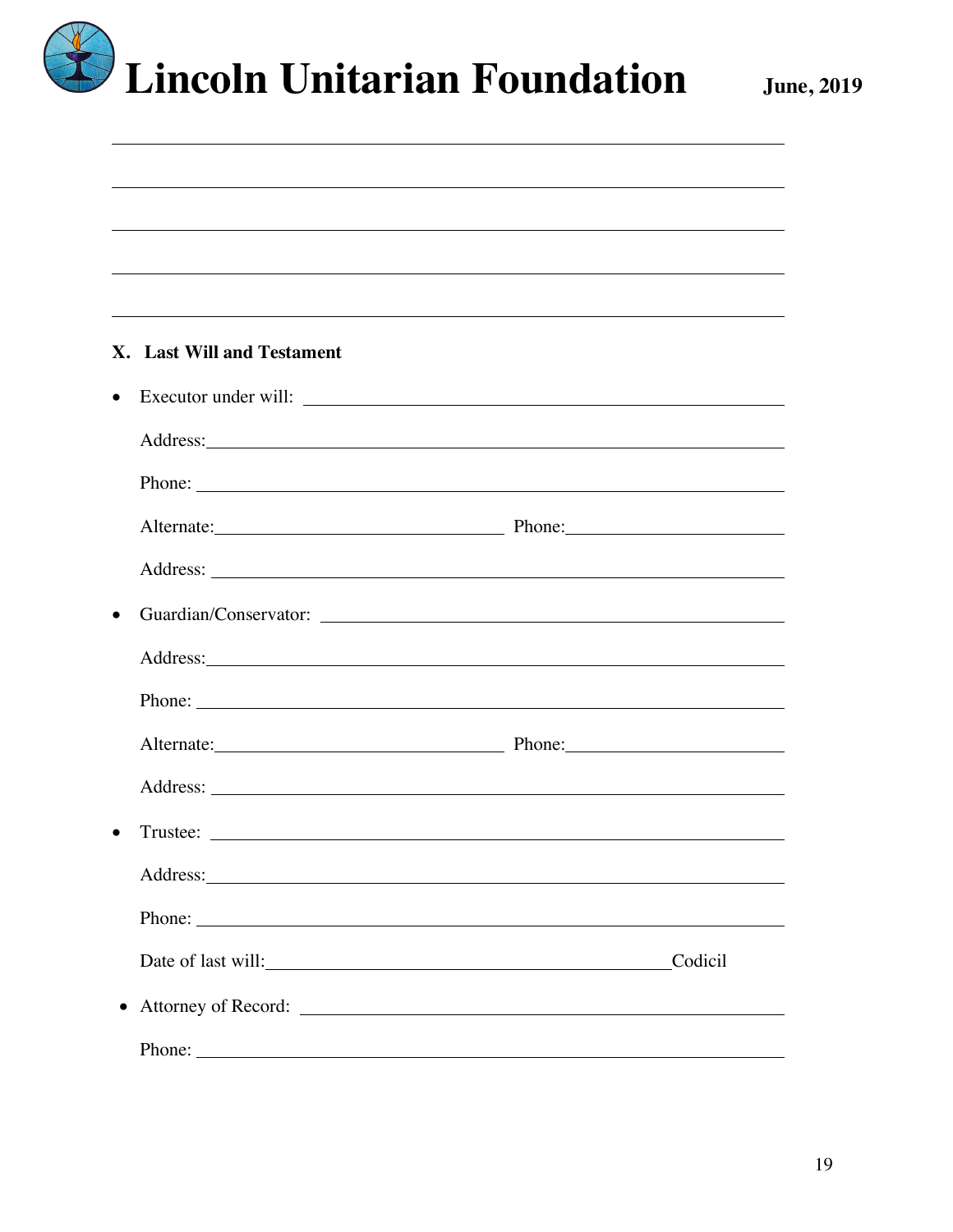\_\_\_\_\_\_\_\_\_\_\_\_\_\_\_\_\_\_\_\_\_\_\_\_\_\_\_\_\_\_\_\_\_\_\_\_\_\_\_\_\_\_\_\_\_\_\_\_\_\_\_\_\_\_\_\_\_\_\_\_\_\_

\_\_\_\_\_\_\_\_\_\_\_\_\_\_\_\_\_\_\_\_\_\_\_\_\_\_\_\_\_\_\_\_\_\_\_\_\_\_\_\_\_\_\_\_\_\_\_\_\_\_\_\_\_\_\_\_\_\_\_\_\_\_

\_\_\_\_\_\_\_\_\_\_\_\_\_\_\_\_\_\_\_\_\_\_\_\_\_\_\_\_\_\_\_\_\_\_\_\_\_\_\_\_\_\_\_\_\_\_\_\_\_\_\_\_\_\_\_\_\_\_\_\_\_\_

\_\_\_\_\_\_\_\_\_\_\_\_\_\_\_\_\_\_\_\_\_\_\_\_\_\_\_\_\_\_\_\_\_\_\_\_\_\_\_\_\_\_\_\_\_\_\_\_\_\_\_\_\_\_\_\_\_\_\_\_\_\_

\_\_\_\_\_\_\_\_\_\_\_\_\_\_\_\_\_\_\_\_\_\_\_\_\_\_\_\_\_\_\_\_\_\_\_\_\_\_\_\_\_\_\_\_\_\_\_\_\_\_\_\_\_\_\_\_\_\_\_\_\_\_

## X. Last Will and Testament

- Executor under will: \_\_\_\_\_\_\_\_\_\_\_\_\_\_\_\_\_\_\_\_\_\_\_\_\_\_\_\_\_\_\_\_\_\_\_\_\_\_\_\_

  Address: \_\_\_\_\_\_\_\_\_\_\_\_\_\_\_\_\_\_\_\_\_\_\_\_\_\_\_\_\_\_\_\_\_\_\_\_\_\_\_\_\_\_\_\_\_\_\_\_\_\_

  Phone: \_\_\_\_\_\_\_\_\_\_\_\_\_\_\_\_\_\_\_\_\_\_\_\_\_\_\_\_\_\_\_\_\_\_\_\_\_\_\_\_\_\_\_\_\_\_\_\_\_\_\_

  Alternate: \_\_\_\_\_\_\_\_\_\_\_\_\_\_\_\_\_\_\_\_\_\_\_\_\_\_ Phone: \_\_\_\_\_\_\_\_\_\_\_\_\_\_\_\_\_\_

  Address: \_\_\_\_\_\_\_\_\_\_\_\_\_\_\_\_\_\_\_\_\_\_\_\_\_\_\_\_\_\_\_\_\_\_\_\_\_\_\_\_\_\_\_\_\_\_\_\_\_\_

- Guardian/Conservator: \_\_\_\_\_\_\_\_\_\_\_\_\_\_\_\_\_\_\_\_\_\_\_\_\_\_\_\_\_\_\_\_\_\_\_\_\_\_\_

  Address: \_\_\_\_\_\_\_\_\_\_\_\_\_\_\_\_\_\_\_\_\_\_\_\_\_\_\_\_\_\_\_\_\_\_\_\_\_\_\_\_\_\_\_\_\_\_\_\_\_\_

  Phone: \_\_\_\_\_\_\_\_\_\_\_\_\_\_\_\_\_\_\_\_\_\_\_\_\_\_\_\_\_\_\_\_\_\_\_\_\_\_\_\_\_\_\_\_\_\_\_\_\_\_\_

  Alternate: \_\_\_\_\_\_\_\_\_\_\_\_\_\_\_\_\_\_\_\_\_\_\_\_\_\_ Phone: \_\_\_\_\_\_\_\_\_\_\_\_\_\_\_\_\_\_

  Address: \_\_\_\_\_\_\_\_\_\_\_\_\_\_\_\_\_\_\_\_\_\_\_\_\_\_\_\_\_\_\_\_\_\_\_\_\_\_\_\_\_\_\_\_\_\_\_\_\_\_

- Trustee: \_\_\_\_\_\_\_\_\_\_\_\_\_\_\_\_\_\_\_\_\_\_\_\_\_\_\_\_\_\_\_\_\_\_\_\_\_\_\_\_\_\_\_\_\_\_\_\_\_\_\_

  Address: \_\_\_\_\_\_\_\_\_\_\_\_\_\_\_\_\_\_\_\_\_\_\_\_\_\_\_\_\_\_\_\_\_\_\_\_\_\_\_\_\_\_\_\_\_\_\_\_\_\_

  Phone: \_\_\_\_\_\_\_\_\_\_\_\_\_\_\_\_\_\_\_\_\_\_\_\_\_\_\_\_\_\_\_\_\_\_\_\_\_\_\_\_\_\_\_\_\_\_\_\_\_\_\_

  Date of last will: \_\_\_\_\_\_\_\_\_\_\_\_\_\_\_\_\_\_\_\_\_\_\_\_\_\_\_\_\_\_\_\_\_\_\_\_ Codicil

- Attorney of Record: \_\_\_\_\_\_\_\_\_\_\_\_\_\_\_\_\_\_\_\_\_\_\_\_\_\_\_\_\_\_\_\_\_\_\_\_\_\_\_\_\_

  Phone: \_\_\_\_\_\_\_\_\_\_\_\_\_\_\_\_\_\_\_\_\_\_\_\_\_\_\_\_\_\_\_\_\_\_\_\_\_\_\_\_\_\_\_\_\_\_\_\_\_\_\_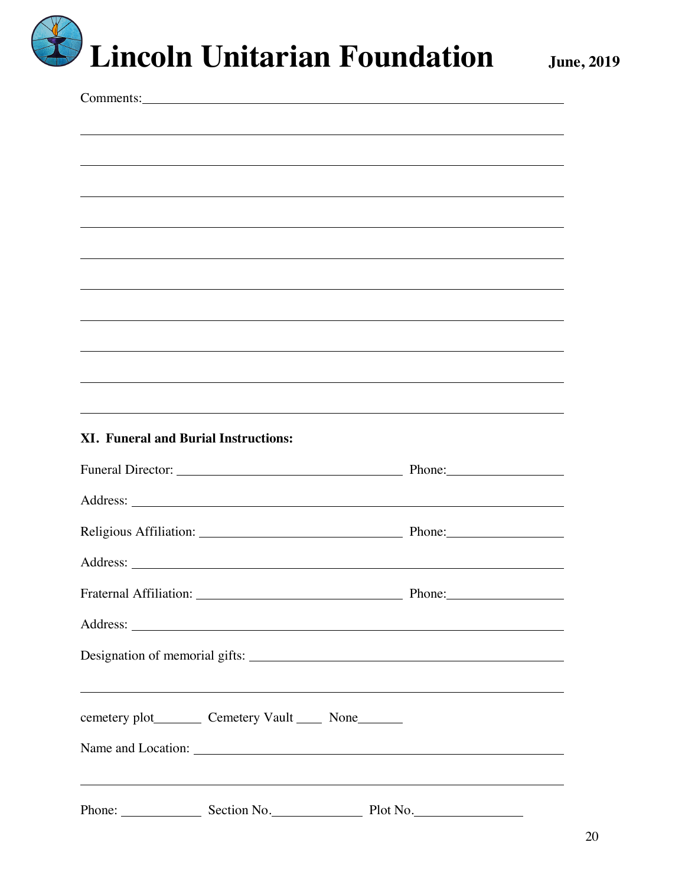Comments:\_\_\_\_\_\_\_\_\_\_\_\_\_\_\_\_\_\_\_\_\_\_\_\_\_\_\_\_\_\_\_\_\_\_\_\_\_\_\_\_\_\_\_\_\_\_\_\_\_\_\_\_\_\_\_\_\_\_\_\_

\_\_\_\_\_\_\_\_\_\_\_\_\_\_\_\_\_\_\_\_\_\_\_\_\_\_\_\_\_\_\_\_\_\_\_\_\_\_\_\_\_\_\_\_\_\_\_\_\_\_\_\_\_\_\_\_\_\_\_\_\_\_\_\_\_\_\_\_

\_\_\_\_\_\_\_\_\_\_\_\_\_\_\_\_\_\_\_\_\_\_\_\_\_\_\_\_\_\_\_\_\_\_\_\_\_\_\_\_\_\_\_\_\_\_\_\_\_\_\_\_\_\_\_\_\_\_\_\_\_\_\_\_\_\_\_\_

\_\_\_\_\_\_\_\_\_\_\_\_\_\_\_\_\_\_\_\_\_\_\_\_\_\_\_\_\_\_\_\_\_\_\_\_\_\_\_\_\_\_\_\_\_\_\_\_\_\_\_\_\_\_\_\_\_\_\_\_\_\_\_\_\_\_\_\_

\_\_\_\_\_\_\_\_\_\_\_\_\_\_\_\_\_\_\_\_\_\_\_\_\_\_\_\_\_\_\_\_\_\_\_\_\_\_\_\_\_\_\_\_\_\_\_\_\_\_\_\_\_\_\_\_\_\_\_\_\_\_\_\_\_\_\_\_

\_\_\_\_\_\_\_\_\_\_\_\_\_\_\_\_\_\_\_\_\_\_\_\_\_\_\_\_\_\_\_\_\_\_\_\_\_\_\_\_\_\_\_\_\_\_\_\_\_\_\_\_\_\_\_\_\_\_\_\_\_\_\_\_\_\_\_\_

\_\_\_\_\_\_\_\_\_\_\_\_\_\_\_\_\_\_\_\_\_\_\_\_\_\_\_\_\_\_\_\_\_\_\_\_\_\_\_\_\_\_\_\_\_\_\_\_\_\_\_\_\_\_\_\_\_\_\_\_\_\_\_\_\_\_\_\_

\_\_\_\_\_\_\_\_\_\_\_\_\_\_\_\_\_\_\_\_\_\_\_\_\_\_\_\_\_\_\_\_\_\_\_\_\_\_\_\_\_\_\_\_\_\_\_\_\_\_\_\_\_\_\_\_\_\_\_\_\_\_\_\_\_\_\_\_

\_\_\_\_\_\_\_\_\_\_\_\_\_\_\_\_\_\_\_\_\_\_\_\_\_\_\_\_\_\_\_\_\_\_\_\_\_\_\_\_\_\_\_\_\_\_\_\_\_\_\_\_\_\_\_\_\_\_\_\_\_\_\_\_\_\_\_\_

\_\_\_\_\_\_\_\_\_\_\_\_\_\_\_\_\_\_\_\_\_\_\_\_\_\_\_\_\_\_\_\_\_\_\_\_\_\_\_\_\_\_\_\_\_\_\_\_\_\_\_\_\_\_\_\_\_\_\_\_\_\_\_\_\_\_\_\_

\_\_\_\_\_\_\_\_\_\_\_\_\_\_\_\_\_\_\_\_\_\_\_\_\_\_\_\_\_\_\_\_\_\_\_\_\_\_\_\_\_\_\_\_\_\_\_\_\_\_\_\_\_\_\_\_\_\_\_\_\_\_\_\_\_\_\_\_

**XI. Funeral and Burial Instructions:**

Funeral Director: \_\_\_\_\_\_\_\_\_\_\_\_\_\_\_\_\_\_\_\_\_\_\_\_\_\_\_\_\_\_\_\_\_\_ Phone:\_\_\_\_\_\_\_\_\_\_\_\_\_\_\_\_\_\_

Address: \_\_\_\_\_\_\_\_\_\_\_\_\_\_\_\_\_\_\_\_\_\_\_\_\_\_\_\_\_\_\_\_\_\_\_\_\_\_\_\_\_\_\_\_\_\_\_\_\_\_\_\_\_\_\_\_\_\_\_\_\_\_

Religious Affiliation: \_\_\_\_\_\_\_\_\_\_\_\_\_\_\_\_\_\_\_\_\_\_\_\_\_\_\_\_\_\_\_ Phone:\_\_\_\_\_\_\_\_\_\_\_\_\_\_\_\_\_\_

Address: \_\_\_\_\_\_\_\_\_\_\_\_\_\_\_\_\_\_\_\_\_\_\_\_\_\_\_\_\_\_\_\_\_\_\_\_\_\_\_\_\_\_\_\_\_\_\_\_\_\_\_\_\_\_\_\_\_\_\_\_\_\_

Fraternal Affiliation: \_\_\_\_\_\_\_\_\_\_\_\_\_\_\_\_\_\_\_\_\_\_\_\_\_\_\_\_\_\_\_ Phone:\_\_\_\_\_\_\_\_\_\_\_\_\_\_\_\_\_\_

Address: \_\_\_\_\_\_\_\_\_\_\_\_\_\_\_\_\_\_\_\_\_\_\_\_\_\_\_\_\_\_\_\_\_\_\_\_\_\_\_\_\_\_\_\_\_\_\_\_\_\_\_\_\_\_\_\_\_\_\_\_\_\_

Designation of memorial gifts: \_\_\_\_\_\_\_\_\_\_\_\_\_\_\_\_\_\_\_\_\_\_\_\_\_\_\_\_\_\_\_\_\_\_\_\_\_\_\_\_\_\_\_\_\_

\_\_\_\_\_\_\_\_\_\_\_\_\_\_\_\_\_\_\_\_\_\_\_\_\_\_\_\_\_\_\_\_\_\_\_\_\_\_\_\_\_\_\_\_\_\_\_\_\_\_\_\_\_\_\_\_\_\_\_\_\_\_\_\_\_\_\_\_

cemetery plot\_\_\_\_\_\_\_\_ Cemetery Vault \_\_\_\_ None\_\_\_\_\_\_\_

Name and Location: \_\_\_\_\_\_\_\_\_\_\_\_\_\_\_\_\_\_\_\_\_\_\_\_\_\_\_\_\_\_\_\_\_\_\_\_\_\_\_\_\_\_\_\_\_\_\_\_\_\_\_\_\_\_

\_\_\_\_\_\_\_\_\_\_\_\_\_\_\_\_\_\_\_\_\_\_\_\_\_\_\_\_\_\_\_\_\_\_\_\_\_\_\_\_\_\_\_\_\_\_\_\_\_\_\_\_\_\_\_\_\_\_\_\_\_\_\_\_\_\_\_\_

Phone: \_\_\_\_\_\_\_\_\_\_\_\_\_ Section No.\_\_\_\_\_\_\_\_\_\_\_\_\_\_ Plot No.\_\_\_\_\_\_\_\_\_\_\_\_\_\_\_\_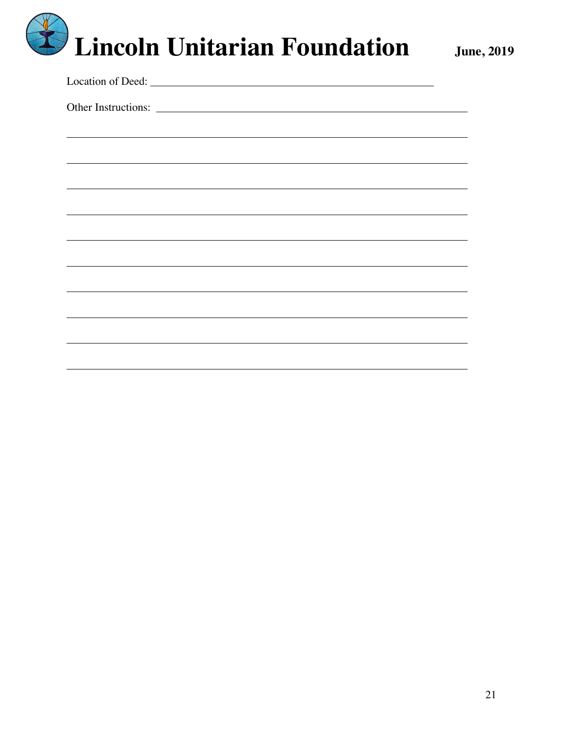Location of Deed: ______________________________________________

Other Instructions: ______________________________________________

______________________________________________________________

______________________________________________________________

______________________________________________________________

______________________________________________________________

______________________________________________________________

______________________________________________________________

______________________________________________________________

______________________________________________________________

______________________________________________________________

______________________________________________________________